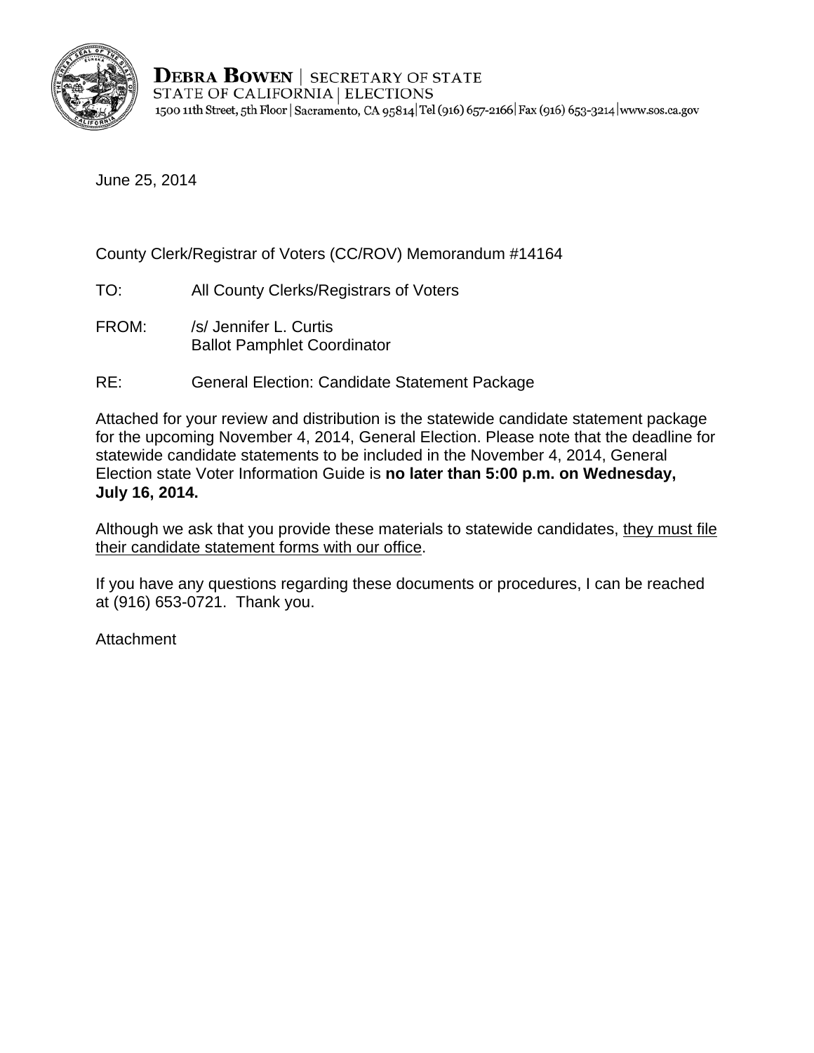**DEBRA BOWEN** | SECRETARY OF STATE
STATE OF CALIFORNIA | ELECTIONS
1500 11th Street, 5th Floor | Sacramento, CA 95814 | Tel (916) 657-2166 | Fax (916) 653-3214 | www.sos.ca.gov

June 25, 2014

County Clerk/Registrar of Voters (CC/ROV) Memorandum #14164

TO: All County Clerks/Registrars of Voters

FROM: /s/ Jennifer L. Curtis
Ballot Pamphlet Coordinator

RE: General Election: Candidate Statement Package

Attached for your review and distribution is the statewide candidate statement package for the upcoming November 4, 2014, General Election. Please note that the deadline for statewide candidate statements to be included in the November 4, 2014, General Election state Voter Information Guide is **no later than 5:00 p.m. on Wednesday, July 16, 2014.**

Although we ask that you provide these materials to statewide candidates, <u>they must file their candidate statement forms with our office</u>.

If you have any questions regarding these documents or procedures, I can be reached at (916) 653-0721. Thank you.

Attachment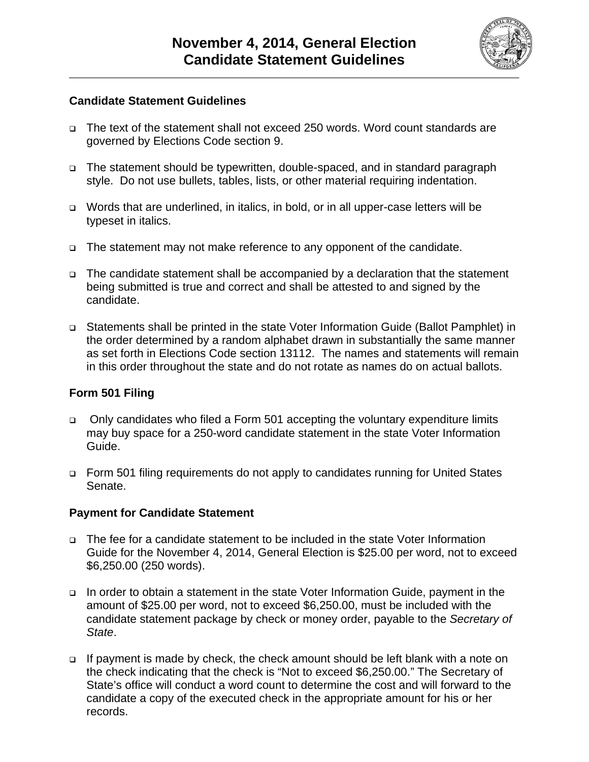# November 4, 2014, General Election Candidate Statement Guidelines

## Candidate Statement Guidelines

- The text of the statement shall not exceed 250 words. Word count standards are governed by Elections Code section 9.
- The statement should be typewritten, double-spaced, and in standard paragraph style. Do not use bullets, tables, lists, or other material requiring indentation.
- Words that are underlined, in italics, in bold, or in all upper-case letters will be typeset in italics.
- The statement may not make reference to any opponent of the candidate.
- The candidate statement shall be accompanied by a declaration that the statement being submitted is true and correct and shall be attested to and signed by the candidate.
- Statements shall be printed in the state Voter Information Guide (Ballot Pamphlet) in the order determined by a random alphabet drawn in substantially the same manner as set forth in Elections Code section 13112. The names and statements will remain in this order throughout the state and do not rotate as names do on actual ballots.

## Form 501 Filing

- Only candidates who filed a Form 501 accepting the voluntary expenditure limits may buy space for a 250-word candidate statement in the state Voter Information Guide.
- Form 501 filing requirements do not apply to candidates running for United States Senate.

## Payment for Candidate Statement

- The fee for a candidate statement to be included in the state Voter Information Guide for the November 4, 2014, General Election is $25.00 per word, not to exceed $6,250.00 (250 words).
- In order to obtain a statement in the state Voter Information Guide, payment in the amount of $25.00 per word, not to exceed $6,250.00, must be included with the candidate statement package by check or money order, payable to the *Secretary of State*.
- If payment is made by check, the check amount should be left blank with a note on the check indicating that the check is "Not to exceed $6,250.00." The Secretary of State's office will conduct a word count to determine the cost and will forward to the candidate a copy of the executed check in the appropriate amount for his or her records.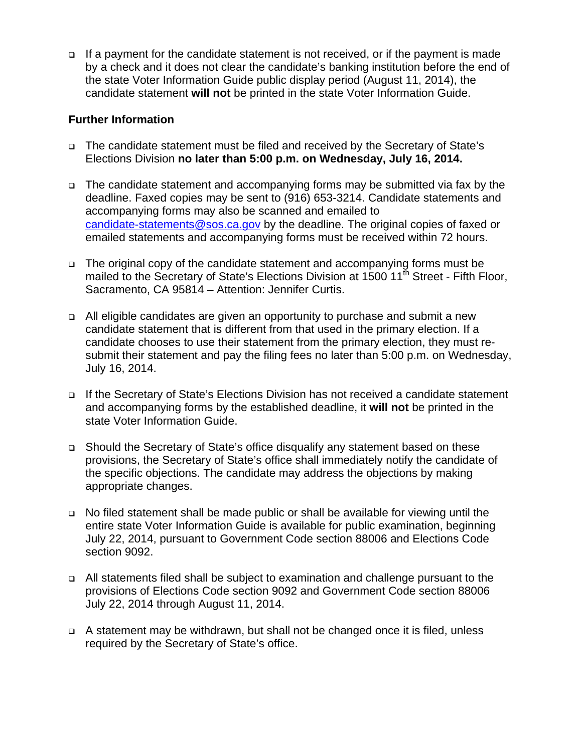- If a payment for the candidate statement is not received, or if the payment is made by a check and it does not clear the candidate's banking institution before the end of the state Voter Information Guide public display period (August 11, 2014), the candidate statement **will not** be printed in the state Voter Information Guide.

**Further Information**

- The candidate statement must be filed and received by the Secretary of State's Elections Division **no later than 5:00 p.m. on Wednesday, July 16, 2014.**

- The candidate statement and accompanying forms may be submitted via fax by the deadline. Faxed copies may be sent to (916) 653-3214. Candidate statements and accompanying forms may also be scanned and emailed to candidate-statements@sos.ca.gov by the deadline. The original copies of faxed or emailed statements and accompanying forms must be received within 72 hours.

- The original copy of the candidate statement and accompanying forms must be mailed to the Secretary of State's Elections Division at 1500 11th Street - Fifth Floor, Sacramento, CA 95814 – Attention: Jennifer Curtis.

- All eligible candidates are given an opportunity to purchase and submit a new candidate statement that is different from that used in the primary election. If a candidate chooses to use their statement from the primary election, they must re-submit their statement and pay the filing fees no later than 5:00 p.m. on Wednesday, July 16, 2014.

- If the Secretary of State's Elections Division has not received a candidate statement and accompanying forms by the established deadline, it **will not** be printed in the state Voter Information Guide.

- Should the Secretary of State's office disqualify any statement based on these provisions, the Secretary of State's office shall immediately notify the candidate of the specific objections. The candidate may address the objections by making appropriate changes.

- No filed statement shall be made public or shall be available for viewing until the entire state Voter Information Guide is available for public examination, beginning July 22, 2014, pursuant to Government Code section 88006 and Elections Code section 9092.

- All statements filed shall be subject to examination and challenge pursuant to the provisions of Elections Code section 9092 and Government Code section 88006 July 22, 2014 through August 11, 2014.

- A statement may be withdrawn, but shall not be changed once it is filed, unless required by the Secretary of State's office.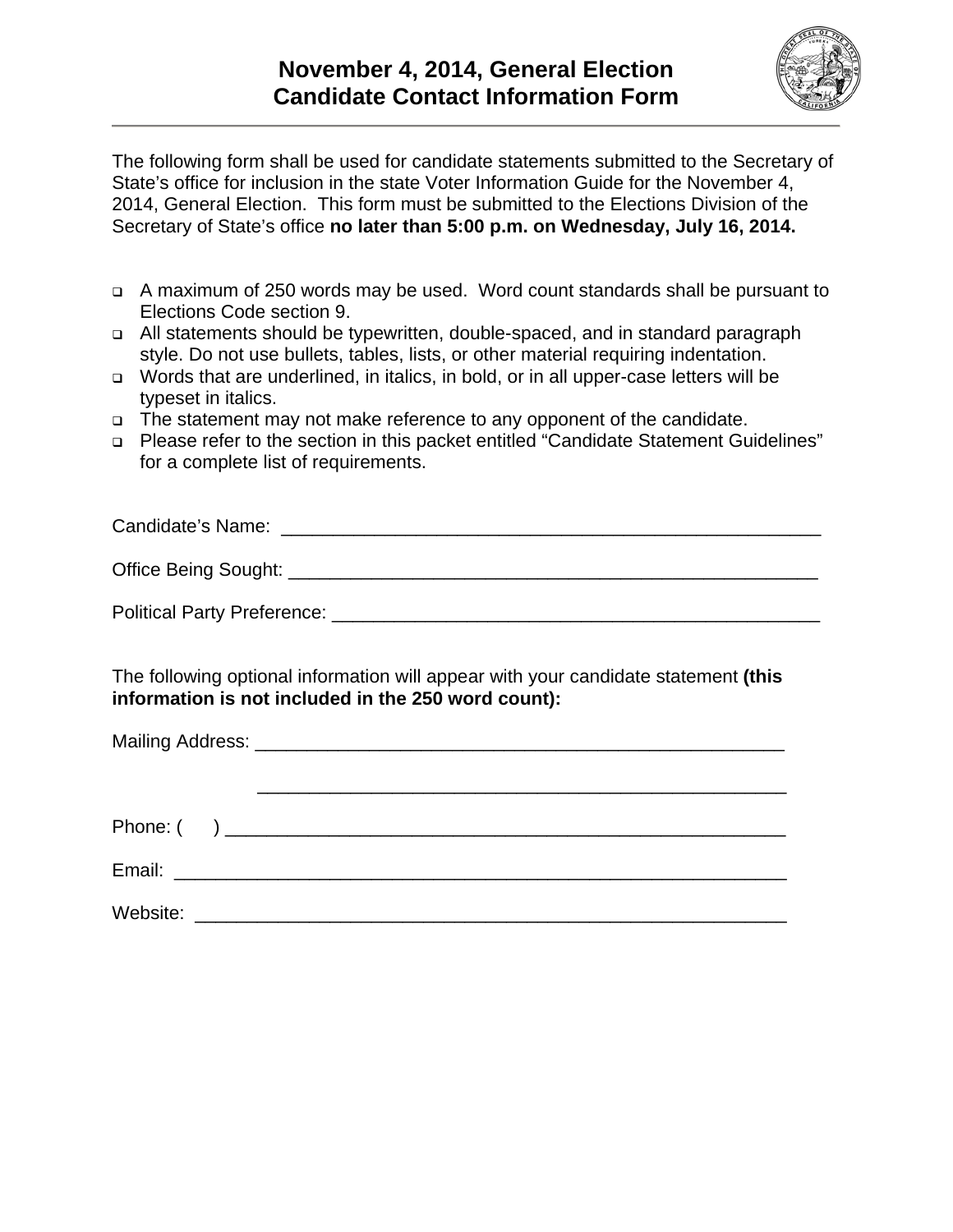# November 4, 2014, General Election
# Candidate Contact Information Form

The following form shall be used for candidate statements submitted to the Secretary of State's office for inclusion in the state Voter Information Guide for the November 4, 2014, General Election. This form must be submitted to the Elections Division of the Secretary of State's office **no later than 5:00 p.m. on Wednesday, July 16, 2014.**

- A maximum of 250 words may be used. Word count standards shall be pursuant to Elections Code section 9.
- All statements should be typewritten, double-spaced, and in standard paragraph style. Do not use bullets, tables, lists, or other material requiring indentation.
- Words that are underlined, in italics, in bold, or in all upper-case letters will be typeset in italics.
- The statement may not make reference to any opponent of the candidate.
- Please refer to the section in this packet entitled "Candidate Statement Guidelines" for a complete list of requirements.

Candidate's Name: ______________________________________________________

Office Being Sought: ____________________________________________________

Political Party Preference: _______________________________________________

The following optional information will appear with your candidate statement **(this information is not included in the 250 word count):**

Mailing Address: ______________________________________________________

______________________________________________________

Phone: (     ) _________________________________________________________

Email: _______________________________________________________________

Website: _____________________________________________________________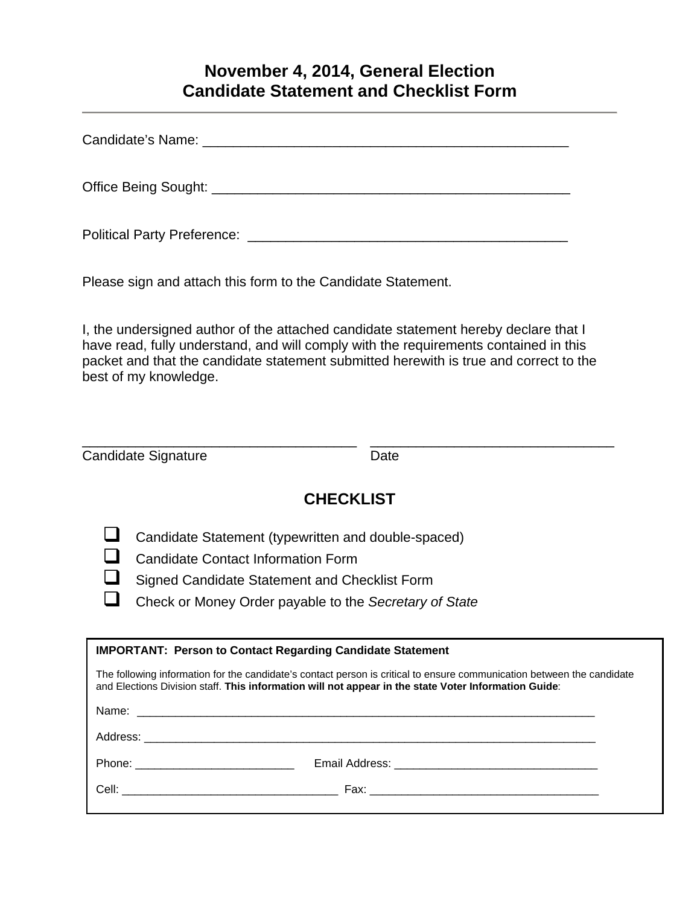# November 4, 2014, General Election
# Candidate Statement and Checklist Form

Candidate's Name: ________________________________________________

Office Being Sought: ______________________________________________

Political Party Preference: ___________________________________________

Please sign and attach this form to the Candidate Statement.

I, the undersigned author of the attached candidate statement hereby declare that I have read, fully understand, and will comply with the requirements contained in this packet and that the candidate statement submitted herewith is true and correct to the best of my knowledge.

___________________________________ ________________________________

Candidate Signature Date

## CHECKLIST

- ☐ Candidate Statement (typewritten and double-spaced)
- ☐ Candidate Contact Information Form
- ☐ Signed Candidate Statement and Checklist Form
- ☐ Check or Money Order payable to the *Secretary of State*

**IMPORTANT: Person to Contact Regarding Candidate Statement**

The following information for the candidate's contact person is critical to ensure communication between the candidate and Elections Division staff. **This information will not appear in the state Voter Information Guide**:

Name: ____________________________________________________________

Address: __________________________________________________________

Phone: _________________________ Email Address: ______________________________

Cell: _________________________________ Fax: ____________________________________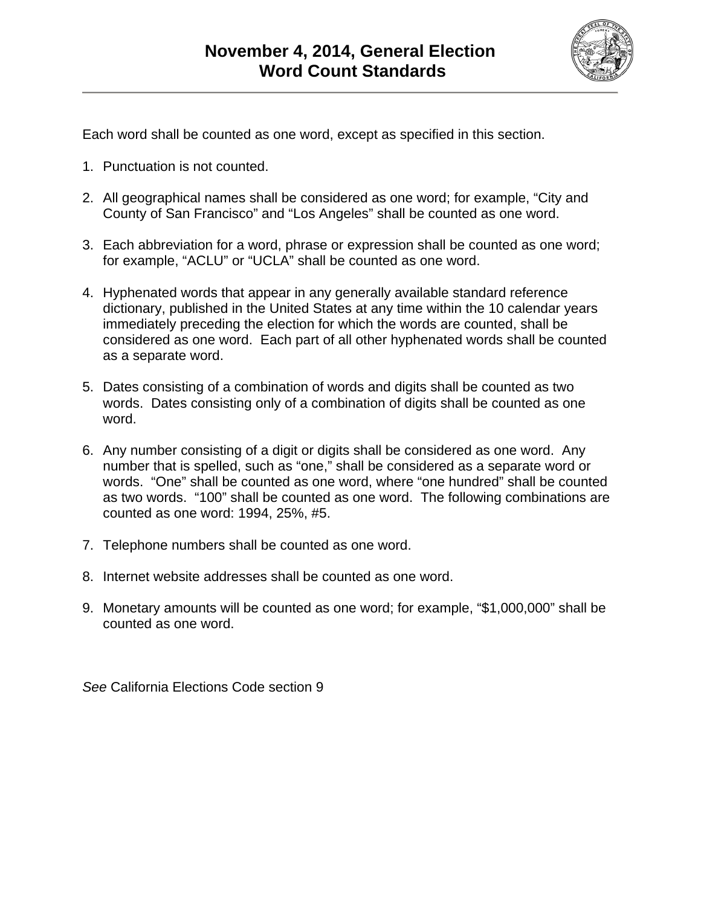# November 4, 2014, General Election
# Word Count Standards

Each word shall be counted as one word, except as specified in this section.

1. Punctuation is not counted.

2. All geographical names shall be considered as one word; for example, "City and County of San Francisco" and "Los Angeles" shall be counted as one word.

3. Each abbreviation for a word, phrase or expression shall be counted as one word; for example, "ACLU" or "UCLA" shall be counted as one word.

4. Hyphenated words that appear in any generally available standard reference dictionary, published in the United States at any time within the 10 calendar years immediately preceding the election for which the words are counted, shall be considered as one word. Each part of all other hyphenated words shall be counted as a separate word.

5. Dates consisting of a combination of words and digits shall be counted as two words. Dates consisting only of a combination of digits shall be counted as one word.

6. Any number consisting of a digit or digits shall be considered as one word. Any number that is spelled, such as "one," shall be considered as a separate word or words. "One" shall be counted as one word, where "one hundred" shall be counted as two words. "100" shall be counted as one word. The following combinations are counted as one word: 1994, 25%, #5.

7. Telephone numbers shall be counted as one word.

8. Internet website addresses shall be counted as one word.

9. Monetary amounts will be counted as one word; for example, "$1,000,000" shall be counted as one word.

*See* California Elections Code section 9